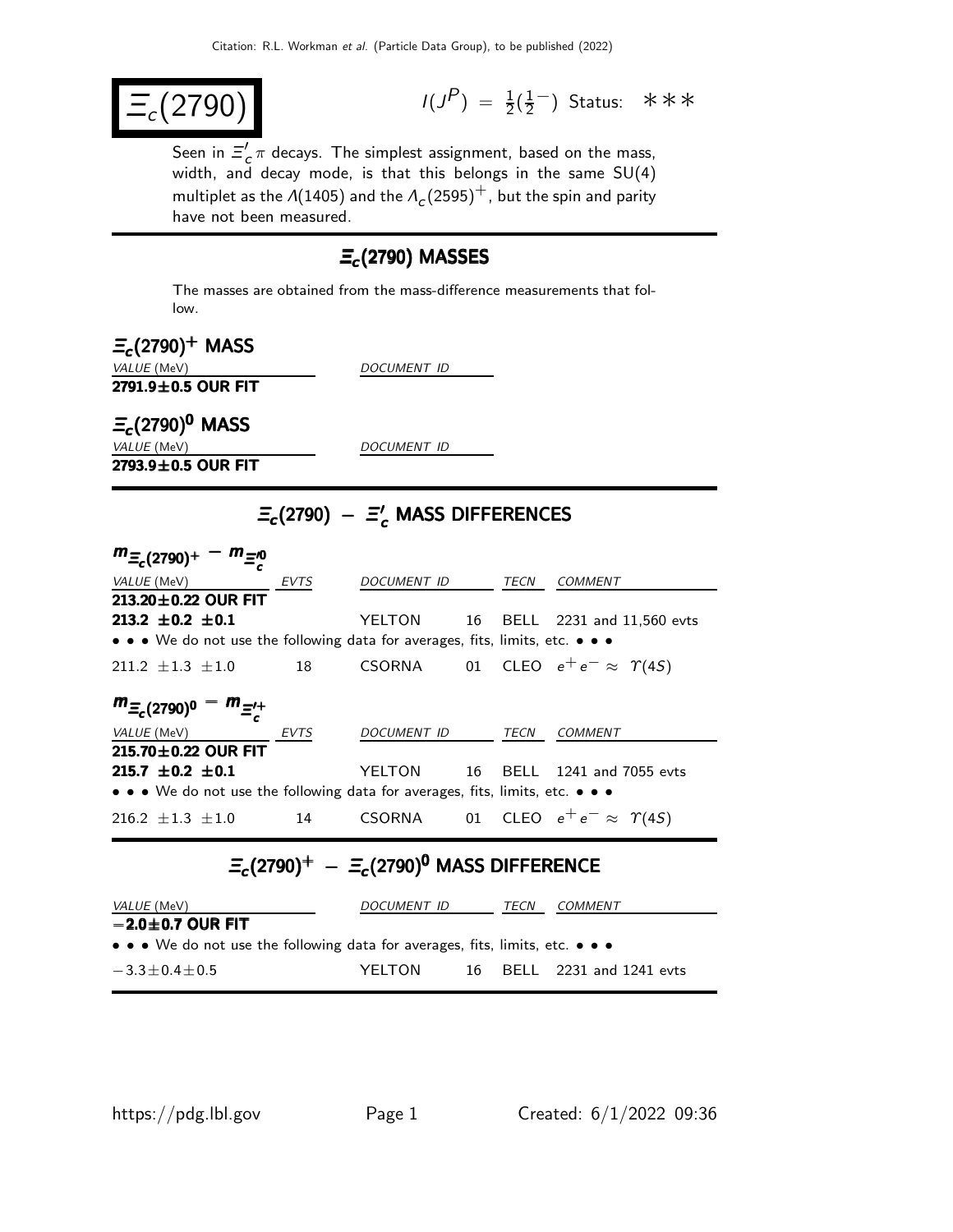# $\Xi_c(2790)$

$I(J^P) = \frac{1}{2}(\frac{1}{2}^-)$ Status: ∗∗∗

Seen in $\Xi_c' \pi$ decays. The simplest assignment, based on the mass, width, and decay mode, is that this belongs in the same SU(4) multiplet as the $\Lambda(1405)$ and the $\Lambda_c(2595)^+$, but the spin and parity have not been measured.

## $\Xi_c(2790)$ MASSES

The masses are obtained from the mass-difference measurements that follow.

### $\Xi_c(2790)^+$ MASS

| VALUE (MeV) | DOCUMENT ID |
|---|---|
| **2791.9±0.5 OUR FIT** | |

### $\Xi_c(2790)^0$ MASS

| VALUE (MeV) | DOCUMENT ID |
|---|---|
| **2793.9±0.5 OUR FIT** | |

## $\Xi_c(2790) - \Xi_c'$ MASS DIFFERENCES

### $m_{\Xi_c(2790)^+} - m_{\Xi_c'^0}$

| VALUE (MeV) | EVTS | DOCUMENT ID | | TECN | COMMENT |
|---|---|---|---|---|---|
| **213.20±0.22 OUR FIT** | | | | | |
| **213.2 ±0.2 ±0.1** | | YELTON | 16 | BELL | 2231 and 11,560 evts |
| • • • We do not use the following data for averages, fits, limits, etc. • • • | | | | | |
| 211.2 ±1.3 ±1.0 | 18 | CSORNA | 01 | CLEO | $e^+e^- \approx \Upsilon(4S)$ |

### $m_{\Xi_c(2790)^0} - m_{\Xi_c'^+}$

| VALUE (MeV) | EVTS | DOCUMENT ID | | TECN | COMMENT |
|---|---|---|---|---|---|
| **215.70±0.22 OUR FIT** | | | | | |
| **215.7 ±0.2 ±0.1** | | YELTON | 16 | BELL | 1241 and 7055 evts |
| • • • We do not use the following data for averages, fits, limits, etc. • • • | | | | | |
| 216.2 ±1.3 ±1.0 | 14 | CSORNA | 01 | CLEO | $e^+e^- \approx \Upsilon(4S)$ |

## $\Xi_c(2790)^+ - \Xi_c(2790)^0$ MASS DIFFERENCE

| VALUE (MeV) | DOCUMENT ID | | TECN | COMMENT |
|---|---|---|---|---|
| **−2.0±0.7 OUR FIT** | | | | |
| • • • We do not use the following data for averages, fits, limits, etc. • • • | | | | |
| −3.3±0.4±0.5 | YELTON | 16 | BELL | 2231 and 1241 evts |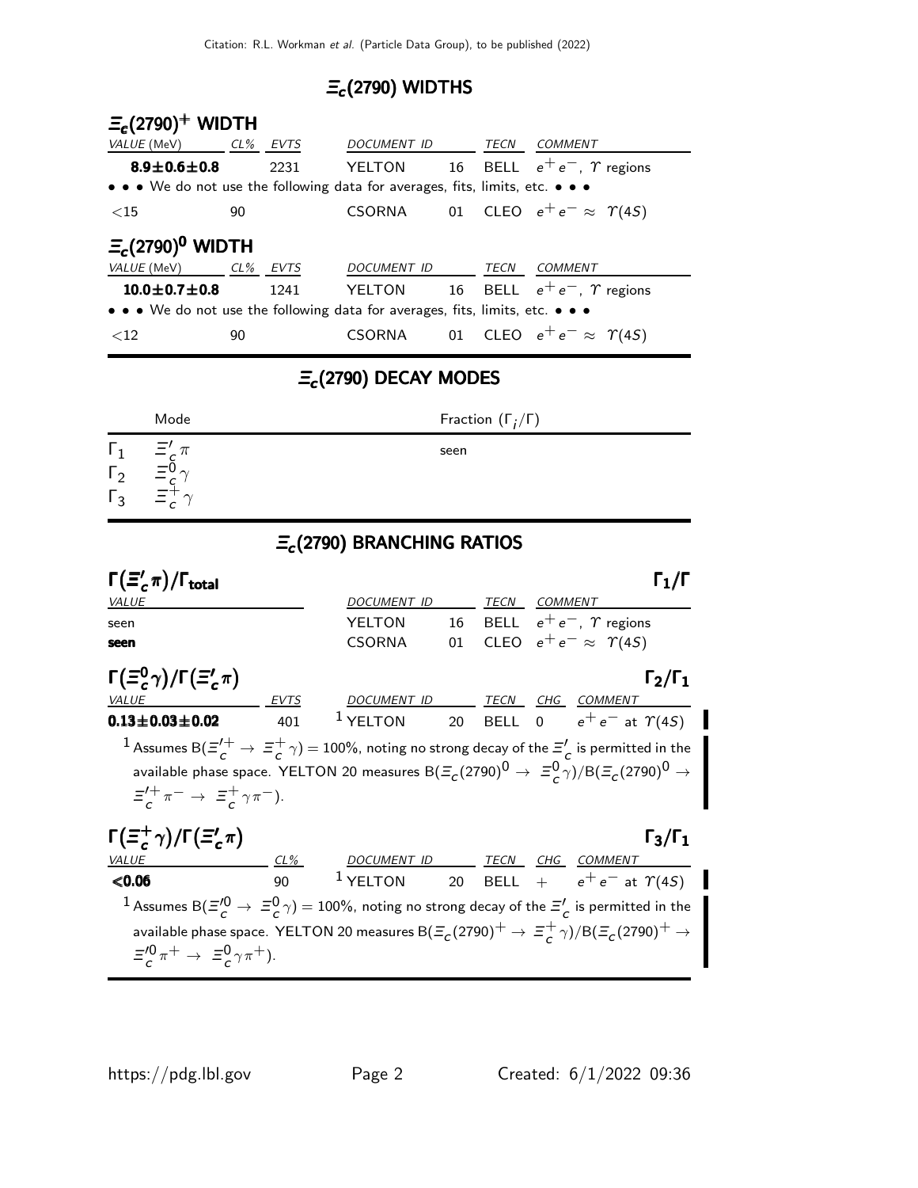## $\Xi_c(2790)$ WIDTHS

### $\Xi_c(2790)^+$ WIDTH

| VALUE (MeV) | CL% | EVTS | DOCUMENT ID | | TECN | COMMENT |
|---|---|---|---|---|---|---|
| **8.9±0.6±0.8** | | 2231 | YELTON | 16 | BELL | $e^+e^-$, $\Upsilon$ regions |
| • • • We do not use the following data for averages, fits, limits, etc. • • • | | | | | | |
| <15 | 90 | | CSORNA | 01 | CLEO | $e^+e^- \approx \Upsilon(4S)$ |

### $\Xi_c(2790)^0$ WIDTH

| VALUE (MeV) | CL% | EVTS | DOCUMENT ID | | TECN | COMMENT |
|---|---|---|---|---|---|---|
| **10.0±0.7±0.8** | | 1241 | YELTON | 16 | BELL | $e^+e^-$, $\Upsilon$ regions |
| • • • We do not use the following data for averages, fits, limits, etc. • • • | | | | | | |
| <12 | 90 | | CSORNA | 01 | CLEO | $e^+e^- \approx \Upsilon(4S)$ |

## $\Xi_c(2790)$ DECAY MODES

| | Mode | Fraction ($\Gamma_i/\Gamma$) |
|---|---|---|
| $\Gamma_1$ | $\Xi'_c\pi$ | seen |
| $\Gamma_2$ | $\Xi_c^0\gamma$ | |
| $\Gamma_3$ | $\Xi_c^+\gamma$ | |

## $\Xi_c(2790)$ BRANCHING RATIOS

### $\Gamma(\Xi'_c\pi)/\Gamma_{total}$ — $\Gamma_1/\Gamma$

| VALUE | DOCUMENT ID | | TECN | COMMENT |
|---|---|---|---|---|
| seen | YELTON | 16 | BELL | $e^+e^-$, $\Upsilon$ regions |
| **seen** | CSORNA | 01 | CLEO | $e^+e^- \approx \Upsilon(4S)$ |

### $\Gamma(\Xi_c^0\gamma)/\Gamma(\Xi'_c\pi)$ — $\Gamma_2/\Gamma_1$

| VALUE | EVTS | DOCUMENT ID | | TECN | CHG | COMMENT |
|---|---|---|---|---|---|---|
| **0.13±0.03±0.02** | 401 | [1] YELTON | 20 | BELL | 0 | $e^+e^-$ at $\Upsilon(4S)$ |

[1] Assumes $B(\Xi_c'^+ \to \Xi_c^+\gamma) = 100\%$, noting no strong decay of the $\Xi'_c$ is permitted in the available phase space. YELTON 20 measures $B(\Xi_c(2790)^0 \to \Xi_c^0\gamma)/B(\Xi_c(2790)^0 \to \Xi_c'^+\pi^- \to \Xi_c^+\gamma\pi^-)$.

### $\Gamma(\Xi_c^+\gamma)/\Gamma(\Xi'_c\pi)$ — $\Gamma_3/\Gamma_1$

| VALUE | CL% | DOCUMENT ID | | TECN | CHG | COMMENT |
|---|---|---|---|---|---|---|
| **<0.06** | 90 | [1] YELTON | 20 | BELL | + | $e^+e^-$ at $\Upsilon(4S)$ |

[1] Assumes $B(\Xi_c'^0 \to \Xi_c^0\gamma) = 100\%$, noting no strong decay of the $\Xi'_c$ is permitted in the available phase space. YELTON 20 measures $B(\Xi_c(2790)^+ \to \Xi_c^+\gamma)/B(\Xi_c(2790)^+ \to \Xi_c'^0\pi^+ \to \Xi_c^0\gamma\pi^+)$.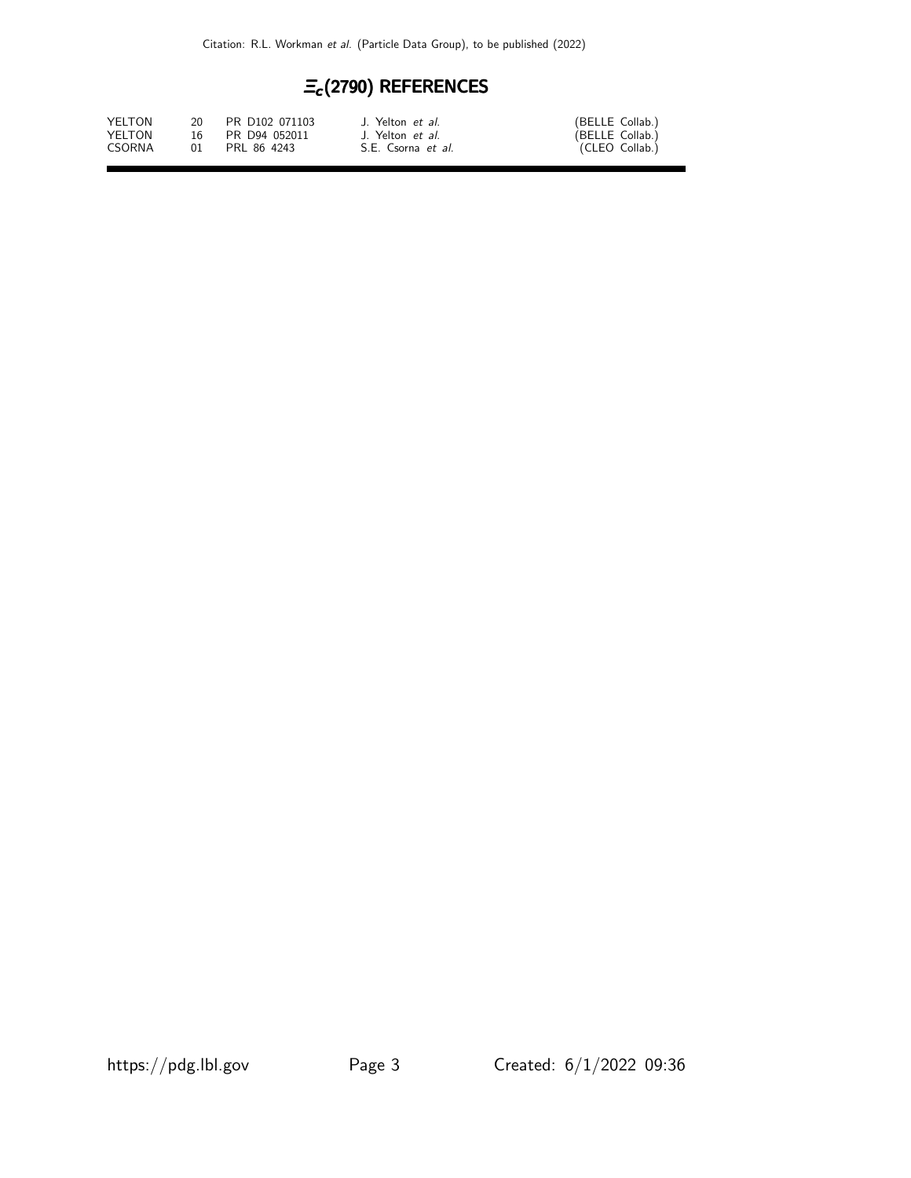## $\Xi_c(2790)$ REFERENCES

| | | | | |
|---|---|---|---|---|
| YELTON | 20 | PR D102 071103 | J. Yelton *et al.* | (BELLE Collab.) |
| YELTON | 16 | PR D94 052011 | J. Yelton *et al.* | (BELLE Collab.) |
| CSORNA | 01 | PRL 86 4243 | S.E. Csorna *et al.* | (CLEO Collab.) |